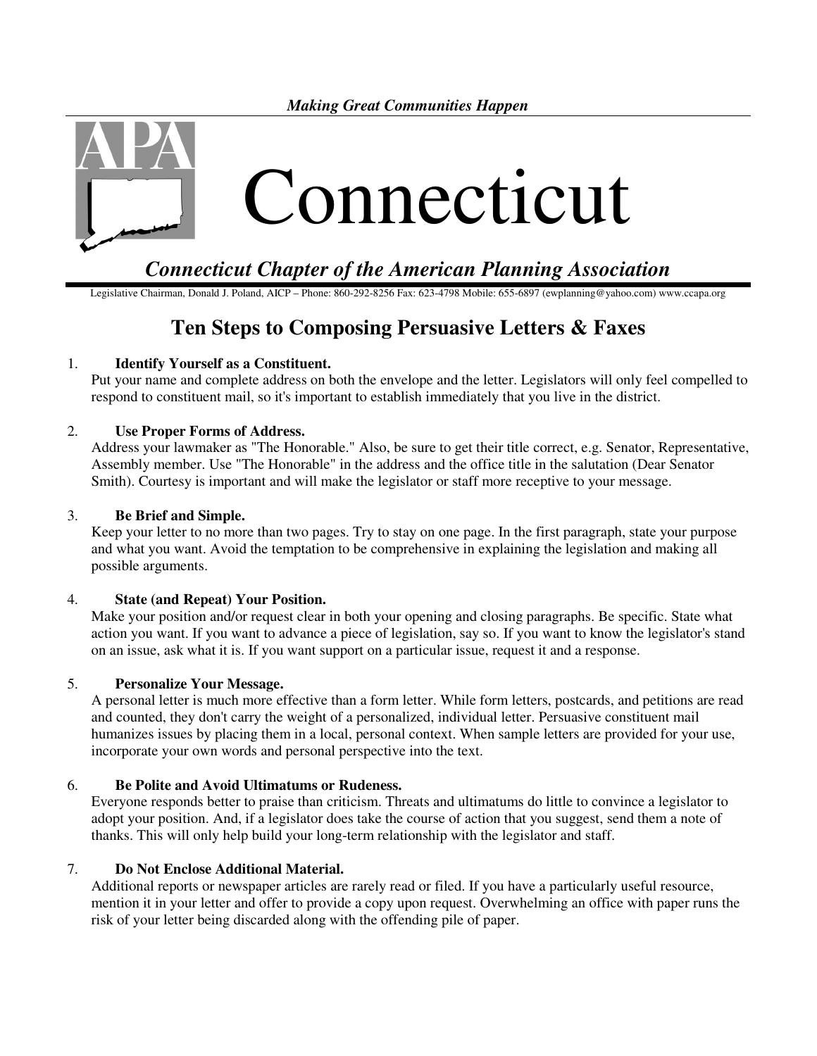*Making Great Communities Happen*

APA

# Connecticut

## *Connecticut Chapter of the American Planning Association*

Legislative Chairman, Donald J. Poland, AICP – Phone: 860-292-8256 Fax: 623-4798 Mobile: 655-6897 (ewplanning@yahoo.com) www.ccapa.org

## Ten Steps to Composing Persuasive Letters & Faxes

1. **Identify Yourself as a Constituent.**
   Put your name and complete address on both the envelope and the letter. Legislators will only feel compelled to respond to constituent mail, so it's important to establish immediately that you live in the district.

2. **Use Proper Forms of Address.**
   Address your lawmaker as "The Honorable." Also, be sure to get their title correct, e.g. Senator, Representative, Assembly member. Use "The Honorable" in the address and the office title in the salutation (Dear Senator Smith). Courtesy is important and will make the legislator or staff more receptive to your message.

3. **Be Brief and Simple.**
   Keep your letter to no more than two pages. Try to stay on one page. In the first paragraph, state your purpose and what you want. Avoid the temptation to be comprehensive in explaining the legislation and making all possible arguments.

4. **State (and Repeat) Your Position.**
   Make your position and/or request clear in both your opening and closing paragraphs. Be specific. State what action you want. If you want to advance a piece of legislation, say so. If you want to know the legislator's stand on an issue, ask what it is. If you want support on a particular issue, request it and a response.

5. **Personalize Your Message.**
   A personal letter is much more effective than a form letter. While form letters, postcards, and petitions are read and counted, they don't carry the weight of a personalized, individual letter. Persuasive constituent mail humanizes issues by placing them in a local, personal context. When sample letters are provided for your use, incorporate your own words and personal perspective into the text.

6. **Be Polite and Avoid Ultimatums or Rudeness.**
   Everyone responds better to praise than criticism. Threats and ultimatums do little to convince a legislator to adopt your position. And, if a legislator does take the course of action that you suggest, send them a note of thanks. This will only help build your long-term relationship with the legislator and staff.

7. **Do Not Enclose Additional Material.**
   Additional reports or newspaper articles are rarely read or filed. If you have a particularly useful resource, mention it in your letter and offer to provide a copy upon request. Overwhelming an office with paper runs the risk of your letter being discarded along with the offending pile of paper.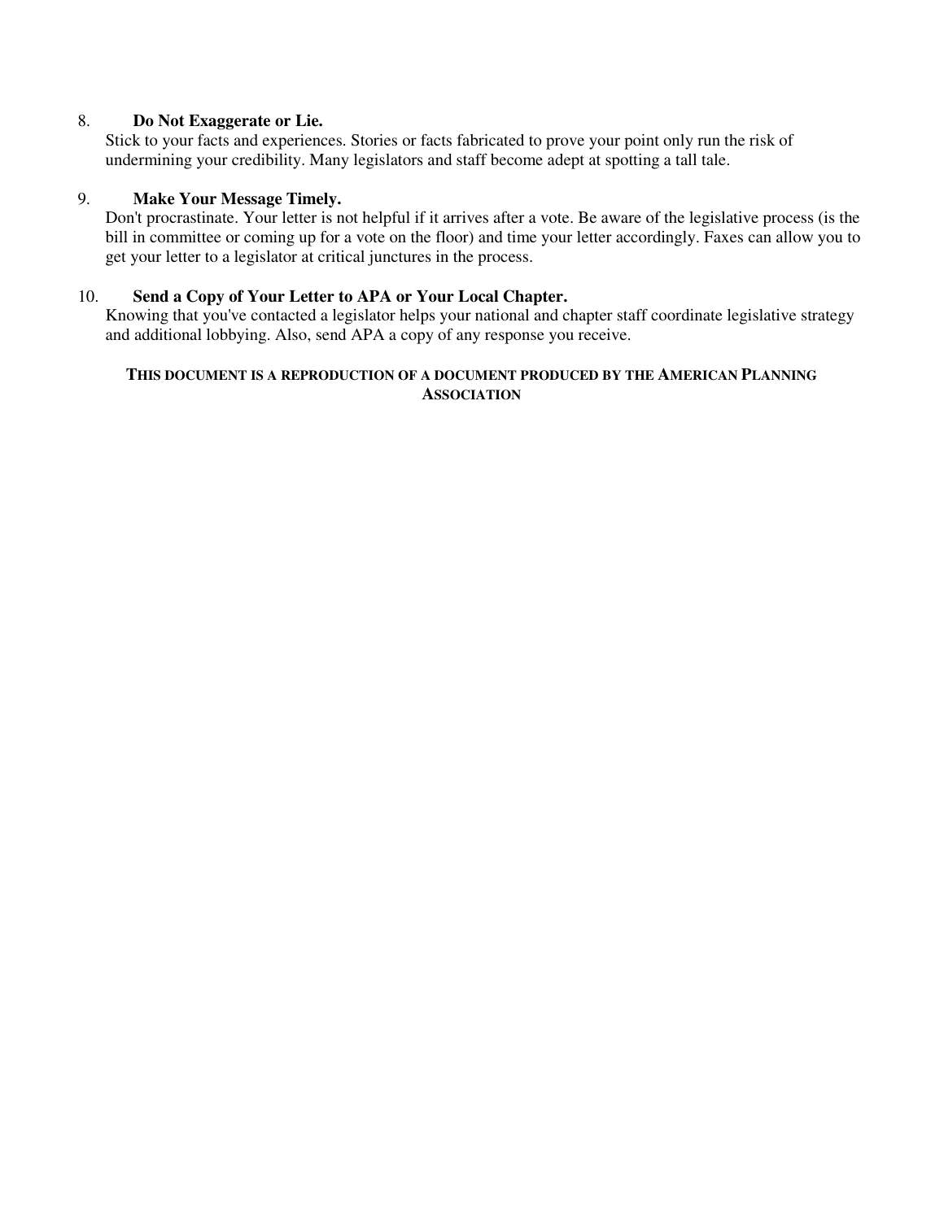8. **Do Not Exaggerate or Lie.**
   Stick to your facts and experiences. Stories or facts fabricated to prove your point only run the risk of undermining your credibility. Many legislators and staff become adept at spotting a tall tale.

9. **Make Your Message Timely.**
   Don't procrastinate. Your letter is not helpful if it arrives after a vote. Be aware of the legislative process (is the bill in committee or coming up for a vote on the floor) and time your letter accordingly. Faxes can allow you to get your letter to a legislator at critical junctures in the process.

10. **Send a Copy of Your Letter to APA or Your Local Chapter.**
    Knowing that you've contacted a legislator helps your national and chapter staff coordinate legislative strategy and additional lobbying. Also, send APA a copy of any response you receive.

**THIS DOCUMENT IS A REPRODUCTION OF A DOCUMENT PRODUCED BY THE AMERICAN PLANNING ASSOCIATION**